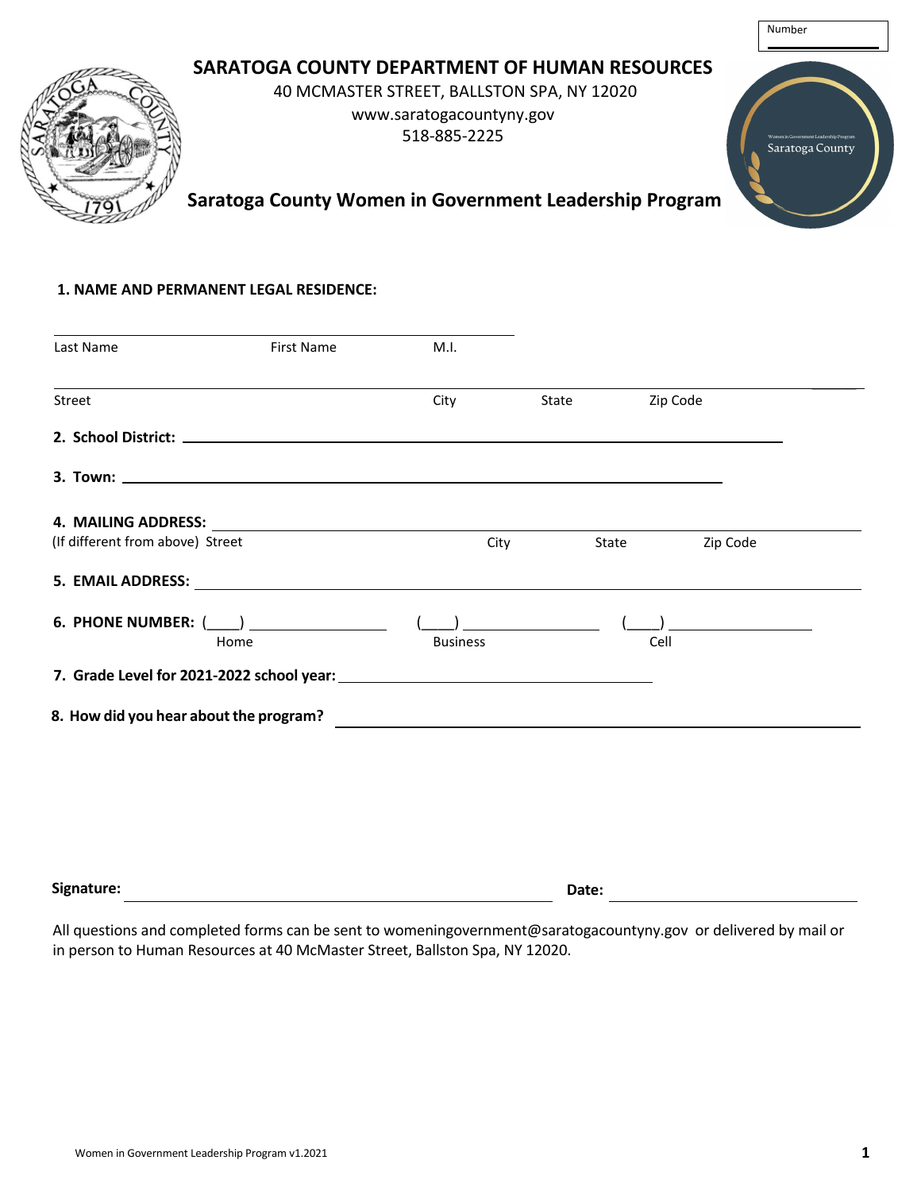Number

# SARATOGA COUNTY DEPARTMENT OF HUMAN RESOURCES

40 MCMASTER STREET, BALLSTON SPA, NY 12020

www.saratogacountyny.gov

518-885-2225

Women in Government Leadership Program Saratoga County

## Saratoga County Women in Government Leadership Program

**1. NAME AND PERMANENT LEGAL RESIDENCE:**

\_\_\_\_\_\_\_\_\_\_\_\_\_\_\_\_\_\_\_\_\_\_\_\_\_\_\_\_\_\_\_\_\_\_\_\_\_\_\_\_\_\_\_\_\_\_\_\_
Last Name          First Name          M.I.

\_\_\_\_\_\_\_\_\_\_\_\_\_\_\_\_\_\_\_\_\_\_\_\_\_\_\_\_\_\_\_\_\_\_\_\_\_\_\_\_\_\_\_\_\_\_\_\_\_\_\_\_\_\_\_\_\_\_\_\_\_\_\_\_\_\_\_\_
Street          City          State          Zip Code

**2. School District:** \_\_\_\_\_\_\_\_\_\_\_\_\_\_\_\_\_\_\_\_\_\_\_\_\_\_\_\_\_\_\_\_\_\_\_\_\_\_\_\_\_\_\_\_\_\_\_\_

**3. Town:** \_\_\_\_\_\_\_\_\_\_\_\_\_\_\_\_\_\_\_\_\_\_\_\_\_\_\_\_\_\_\_\_\_\_\_\_\_\_\_\_\_\_\_\_\_\_\_\_

**4. MAILING ADDRESS:** \_\_\_\_\_\_\_\_\_\_\_\_\_\_\_\_\_\_\_\_\_\_\_\_\_\_\_\_\_\_\_\_\_\_\_\_\_\_\_\_\_\_\_\_\_\_\_\_
(If different from above) Street          City          State          Zip Code

**5. EMAIL ADDRESS:** \_\_\_\_\_\_\_\_\_\_\_\_\_\_\_\_\_\_\_\_\_\_\_\_\_\_\_\_\_\_\_\_\_\_\_\_\_\_\_\_\_\_\_\_\_\_\_\_

**6. PHONE NUMBER:** (\_\_\_\_) \_\_\_\_\_\_\_\_\_\_\_\_\_\_\_\_     (\_\_\_\_) \_\_\_\_\_\_\_\_\_\_\_\_\_\_\_\_     (\_\_\_\_) \_\_\_\_\_\_\_\_\_\_\_\_\_\_\_\_
Home          Business          Cell

**7. Grade Level for 2021-2022 school year:** \_\_\_\_\_\_\_\_\_\_\_\_\_\_\_\_\_\_\_\_\_\_\_\_\_\_\_\_\_\_\_\_\_\_\_\_

**8. How did you hear about the program?** \_\_\_\_\_\_\_\_\_\_\_\_\_\_\_\_\_\_\_\_\_\_\_\_\_\_\_\_\_\_\_\_\_\_\_\_

**Signature:** \_\_\_\_\_\_\_\_\_\_\_\_\_\_\_\_\_\_\_\_\_\_\_\_\_\_\_\_\_\_\_\_\_\_\_\_\_\_\_\_     **Date:** \_\_\_\_\_\_\_\_\_\_\_\_\_\_\_\_\_\_\_\_\_\_\_\_

All questions and completed forms can be sent to womeningovernment@saratogacountyny.gov or delivered by mail or in person to Human Resources at 40 McMaster Street, Ballston Spa, NY 12020.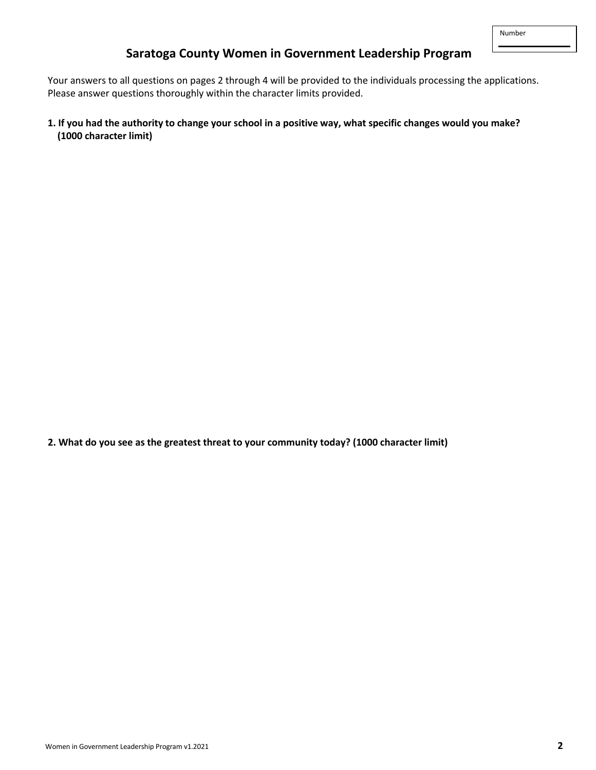Number

## Saratoga County Women in Government Leadership Program

Your answers to all questions on pages 2 through 4 will be provided to the individuals processing the applications. Please answer questions thoroughly within the character limits provided.

**1. If you had the authority to change your school in a positive way, what specific changes would you make? (1000 character limit)**

**2. What do you see as the greatest threat to your community today? (1000 character limit)**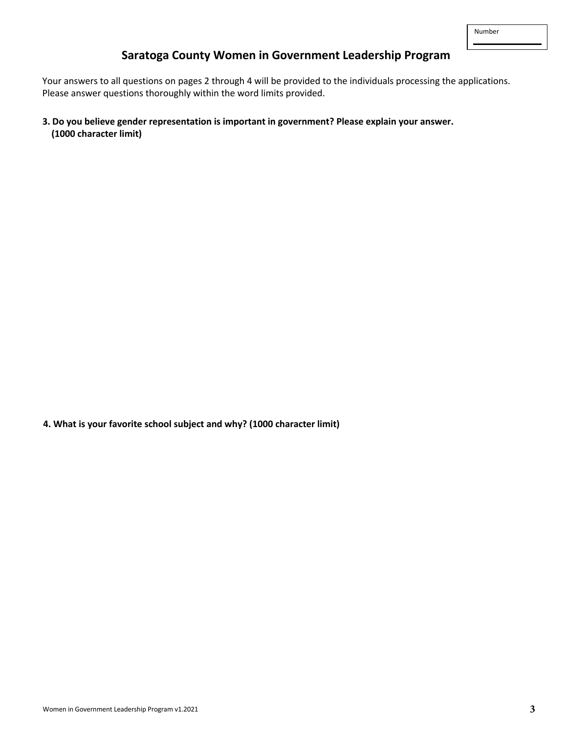| Number |
| --- |
| |

# Saratoga County Women in Government Leadership Program

Your answers to all questions on pages 2 through 4 will be provided to the individuals processing the applications. Please answer questions thoroughly within the word limits provided.

**3. Do you believe gender representation is important in government? Please explain your answer. (1000 character limit)**

**4. What is your favorite school subject and why? (1000 character limit)**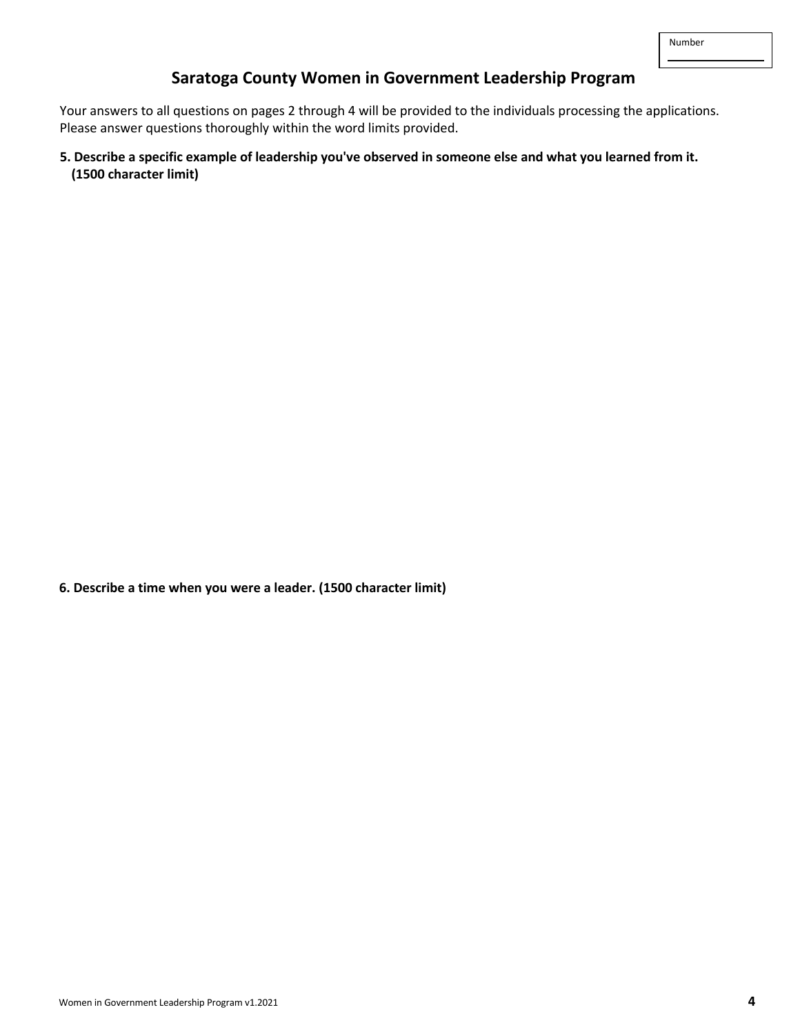Number

## Saratoga County Women in Government Leadership Program

Your answers to all questions on pages 2 through 4 will be provided to the individuals processing the applications. Please answer questions thoroughly within the word limits provided.

**5. Describe a specific example of leadership you've observed in someone else and what you learned from it. (1500 character limit)**

**6. Describe a time when you were a leader. (1500 character limit)**